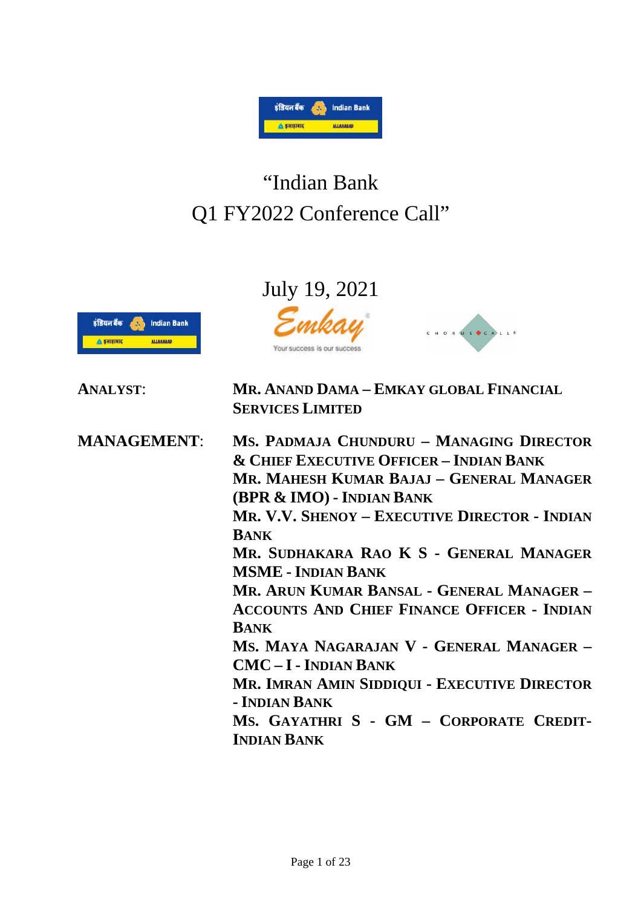# "Indian Bank Q1 FY2022 Conference Call"

July 19, 2021

**ANALYST:** **MR. ANAND DAMA – EMKAY GLOBAL FINANCIAL SERVICES LIMITED**

**MANAGEMENT:** **MS. PADMAJA CHUNDURU – MANAGING DIRECTOR & CHIEF EXECUTIVE OFFICER – INDIAN BANK**

**MR. MAHESH KUMAR BAJAJ – GENERAL MANAGER (BPR & IMO) - INDIAN BANK**

**MR. V.V. SHENOY – EXECUTIVE DIRECTOR - INDIAN BANK**

**MR. SUDHAKARA RAO K S - GENERAL MANAGER MSME - INDIAN BANK**

**MR. ARUN KUMAR BANSAL - GENERAL MANAGER – ACCOUNTS AND CHIEF FINANCE OFFICER - INDIAN BANK**

**MS. MAYA NAGARAJAN V - GENERAL MANAGER – CMC – I - INDIAN BANK**

**MR. IMRAN AMIN SIDDIQUI - EXECUTIVE DIRECTOR - INDIAN BANK**

**MS. GAYATHRI S - GM – CORPORATE CREDIT- INDIAN BANK**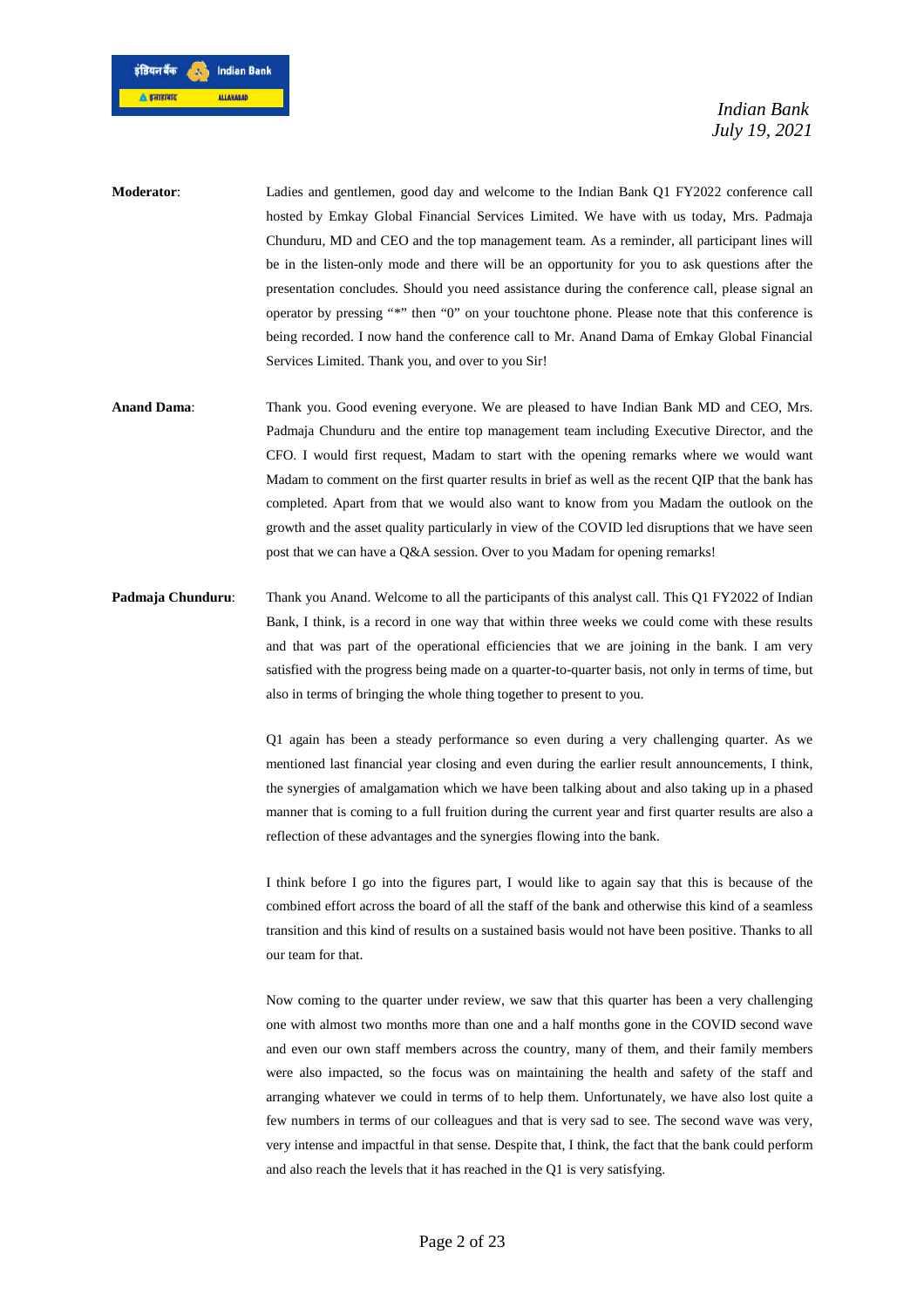**Moderator**: Ladies and gentlemen, good day and welcome to the Indian Bank Q1 FY2022 conference call hosted by Emkay Global Financial Services Limited. We have with us today, Mrs. Padmaja Chunduru, MD and CEO and the top management team. As a reminder, all participant lines will be in the listen-only mode and there will be an opportunity for you to ask questions after the presentation concludes. Should you need assistance during the conference call, please signal an operator by pressing "*" then "0" on your touchtone phone. Please note that this conference is being recorded. I now hand the conference call to Mr. Anand Dama of Emkay Global Financial Services Limited. Thank you, and over to you Sir!

**Anand Dama**: Thank you. Good evening everyone. We are pleased to have Indian Bank MD and CEO, Mrs. Padmaja Chunduru and the entire top management team including Executive Director, and the CFO. I would first request, Madam to start with the opening remarks where we would want Madam to comment on the first quarter results in brief as well as the recent QIP that the bank has completed. Apart from that we would also want to know from you Madam the outlook on the growth and the asset quality particularly in view of the COVID led disruptions that we have seen post that we can have a Q&A session. Over to you Madam for opening remarks!

**Padmaja Chunduru**: Thank you Anand. Welcome to all the participants of this analyst call. This Q1 FY2022 of Indian Bank, I think, is a record in one way that within three weeks we could come with these results and that was part of the operational efficiencies that we are joining in the bank. I am very satisfied with the progress being made on a quarter-to-quarter basis, not only in terms of time, but also in terms of bringing the whole thing together to present to you.

Q1 again has been a steady performance so even during a very challenging quarter. As we mentioned last financial year closing and even during the earlier result announcements, I think, the synergies of amalgamation which we have been talking about and also taking up in a phased manner that is coming to a full fruition during the current year and first quarter results are also a reflection of these advantages and the synergies flowing into the bank.

I think before I go into the figures part, I would like to again say that this is because of the combined effort across the board of all the staff of the bank and otherwise this kind of a seamless transition and this kind of results on a sustained basis would not have been positive. Thanks to all our team for that.

Now coming to the quarter under review, we saw that this quarter has been a very challenging one with almost two months more than one and a half months gone in the COVID second wave and even our own staff members across the country, many of them, and their family members were also impacted, so the focus was on maintaining the health and safety of the staff and arranging whatever we could in terms of to help them. Unfortunately, we have also lost quite a few numbers in terms of our colleagues and that is very sad to see. The second wave was very, very intense and impactful in that sense. Despite that, I think, the fact that the bank could perform and also reach the levels that it has reached in the Q1 is very satisfying.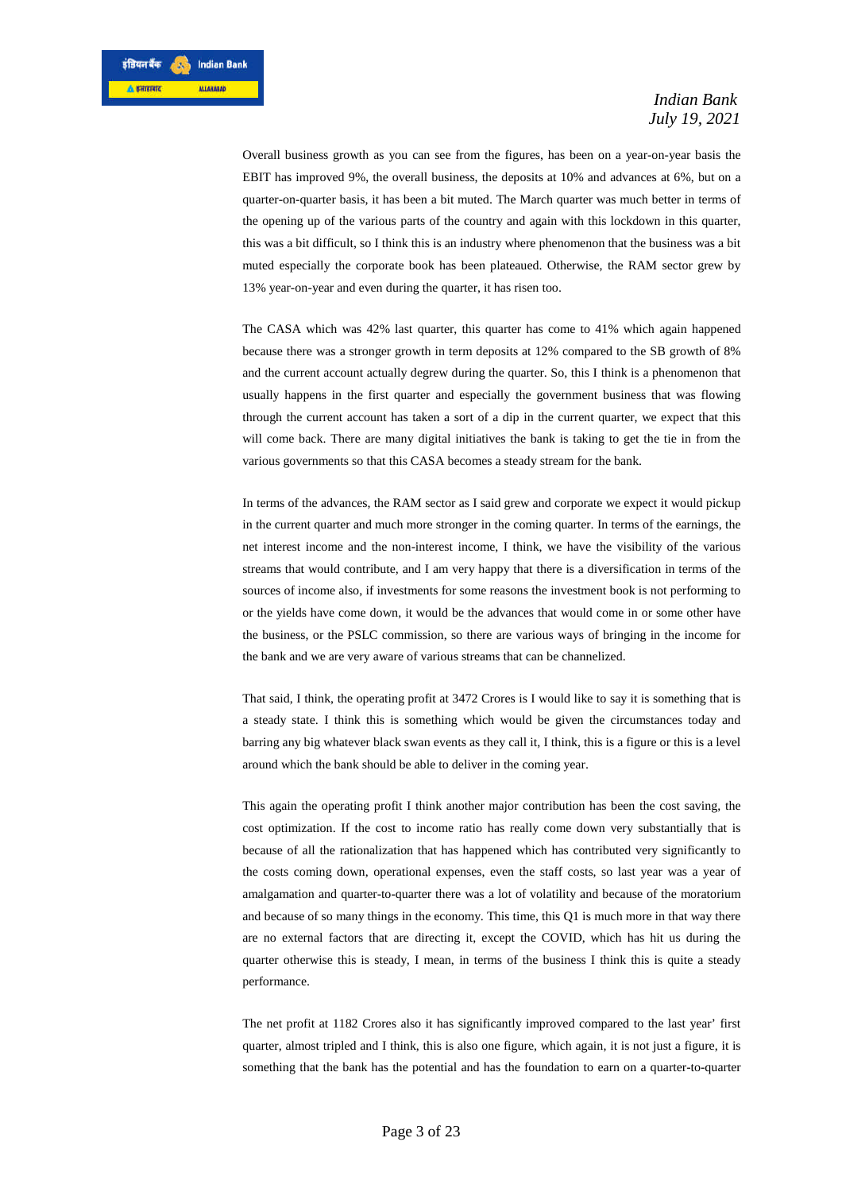Overall business growth as you can see from the figures, has been on a year-on-year basis the EBIT has improved 9%, the overall business, the deposits at 10% and advances at 6%, but on a quarter-on-quarter basis, it has been a bit muted. The March quarter was much better in terms of the opening up of the various parts of the country and again with this lockdown in this quarter, this was a bit difficult, so I think this is an industry where phenomenon that the business was a bit muted especially the corporate book has been plateaued. Otherwise, the RAM sector grew by 13% year-on-year and even during the quarter, it has risen too.

The CASA which was 42% last quarter, this quarter has come to 41% which again happened because there was a stronger growth in term deposits at 12% compared to the SB growth of 8% and the current account actually degrew during the quarter. So, this I think is a phenomenon that usually happens in the first quarter and especially the government business that was flowing through the current account has taken a sort of a dip in the current quarter, we expect that this will come back. There are many digital initiatives the bank is taking to get the tie in from the various governments so that this CASA becomes a steady stream for the bank.

In terms of the advances, the RAM sector as I said grew and corporate we expect it would pickup in the current quarter and much more stronger in the coming quarter. In terms of the earnings, the net interest income and the non-interest income, I think, we have the visibility of the various streams that would contribute, and I am very happy that there is a diversification in terms of the sources of income also, if investments for some reasons the investment book is not performing to or the yields have come down, it would be the advances that would come in or some other have the business, or the PSLC commission, so there are various ways of bringing in the income for the bank and we are very aware of various streams that can be channelized.

That said, I think, the operating profit at 3472 Crores is I would like to say it is something that is a steady state. I think this is something which would be given the circumstances today and barring any big whatever black swan events as they call it, I think, this is a figure or this is a level around which the bank should be able to deliver in the coming year.

This again the operating profit I think another major contribution has been the cost saving, the cost optimization. If the cost to income ratio has really come down very substantially that is because of all the rationalization that has happened which has contributed very significantly to the costs coming down, operational expenses, even the staff costs, so last year was a year of amalgamation and quarter-to-quarter there was a lot of volatility and because of the moratorium and because of so many things in the economy. This time, this Q1 is much more in that way there are no external factors that are directing it, except the COVID, which has hit us during the quarter otherwise this is steady, I mean, in terms of the business I think this is quite a steady performance.

The net profit at 1182 Crores also it has significantly improved compared to the last year' first quarter, almost tripled and I think, this is also one figure, which again, it is not just a figure, it is something that the bank has the potential and has the foundation to earn on a quarter-to-quarter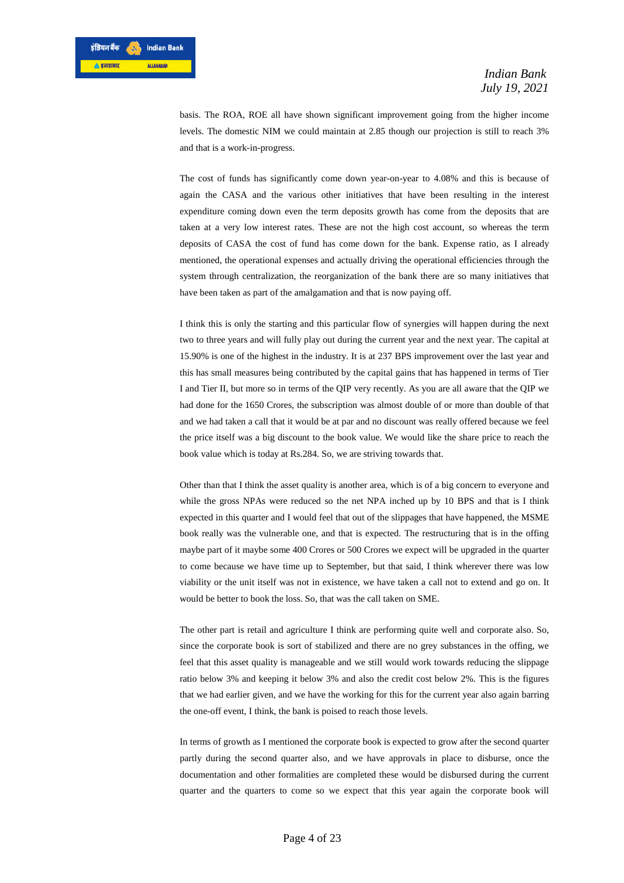basis. The ROA, ROE all have shown significant improvement going from the higher income levels. The domestic NIM we could maintain at 2.85 though our projection is still to reach 3% and that is a work-in-progress.

The cost of funds has significantly come down year-on-year to 4.08% and this is because of again the CASA and the various other initiatives that have been resulting in the interest expenditure coming down even the term deposits growth has come from the deposits that are taken at a very low interest rates. These are not the high cost account, so whereas the term deposits of CASA the cost of fund has come down for the bank. Expense ratio, as I already mentioned, the operational expenses and actually driving the operational efficiencies through the system through centralization, the reorganization of the bank there are so many initiatives that have been taken as part of the amalgamation and that is now paying off.

I think this is only the starting and this particular flow of synergies will happen during the next two to three years and will fully play out during the current year and the next year. The capital at 15.90% is one of the highest in the industry. It is at 237 BPS improvement over the last year and this has small measures being contributed by the capital gains that has happened in terms of Tier I and Tier II, but more so in terms of the QIP very recently. As you are all aware that the QIP we had done for the 1650 Crores, the subscription was almost double of or more than double of that and we had taken a call that it would be at par and no discount was really offered because we feel the price itself was a big discount to the book value. We would like the share price to reach the book value which is today at Rs.284. So, we are striving towards that.

Other than that I think the asset quality is another area, which is of a big concern to everyone and while the gross NPAs were reduced so the net NPA inched up by 10 BPS and that is I think expected in this quarter and I would feel that out of the slippages that have happened, the MSME book really was the vulnerable one, and that is expected. The restructuring that is in the offing maybe part of it maybe some 400 Crores or 500 Crores we expect will be upgraded in the quarter to come because we have time up to September, but that said, I think wherever there was low viability or the unit itself was not in existence, we have taken a call not to extend and go on. It would be better to book the loss. So, that was the call taken on SME.

The other part is retail and agriculture I think are performing quite well and corporate also. So, since the corporate book is sort of stabilized and there are no grey substances in the offing, we feel that this asset quality is manageable and we still would work towards reducing the slippage ratio below 3% and keeping it below 3% and also the credit cost below 2%. This is the figures that we had earlier given, and we have the working for this for the current year also again barring the one-off event, I think, the bank is poised to reach those levels.

In terms of growth as I mentioned the corporate book is expected to grow after the second quarter partly during the second quarter also, and we have approvals in place to disburse, once the documentation and other formalities are completed these would be disbursed during the current quarter and the quarters to come so we expect that this year again the corporate book will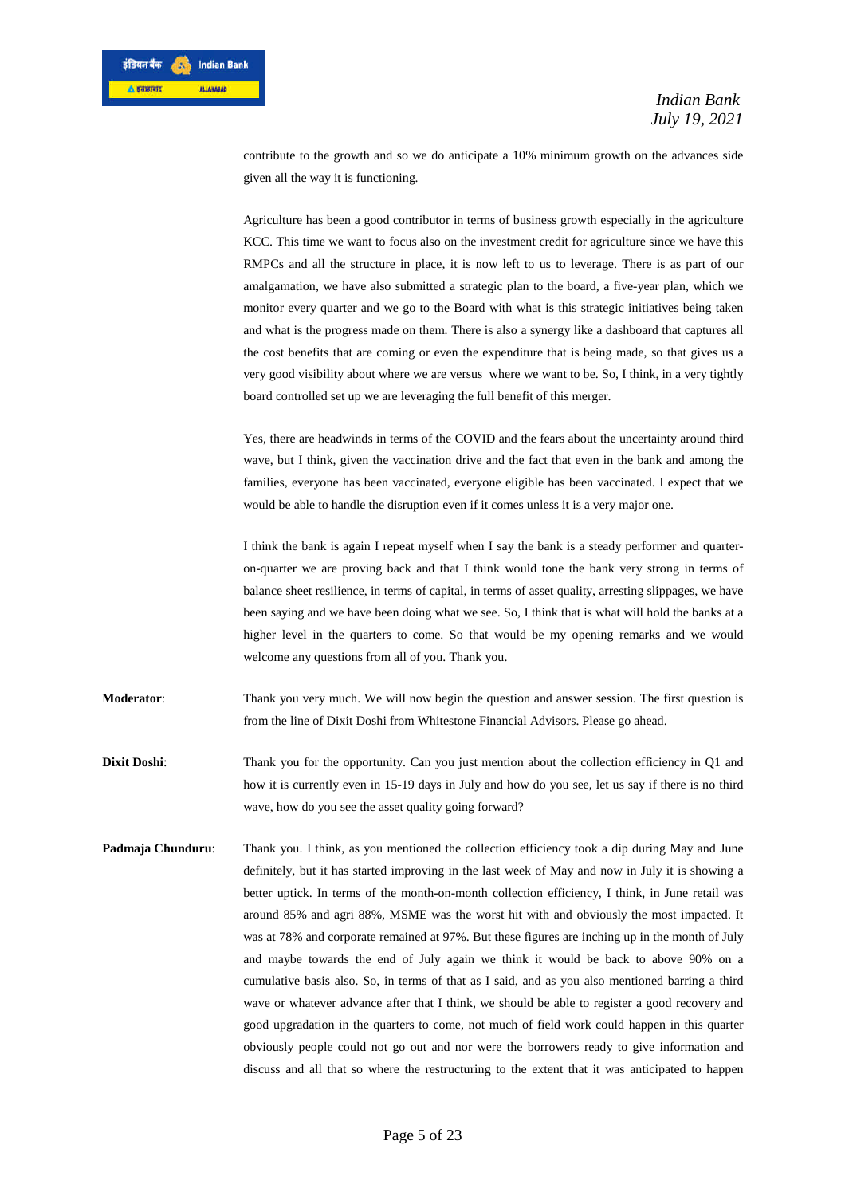contribute to the growth and so we do anticipate a 10% minimum growth on the advances side given all the way it is functioning.

Agriculture has been a good contributor in terms of business growth especially in the agriculture KCC. This time we want to focus also on the investment credit for agriculture since we have this RMPCs and all the structure in place, it is now left to us to leverage. There is as part of our amalgamation, we have also submitted a strategic plan to the board, a five-year plan, which we monitor every quarter and we go to the Board with what is this strategic initiatives being taken and what is the progress made on them. There is also a synergy like a dashboard that captures all the cost benefits that are coming or even the expenditure that is being made, so that gives us a very good visibility about where we are versus where we want to be. So, I think, in a very tightly board controlled set up we are leveraging the full benefit of this merger.

Yes, there are headwinds in terms of the COVID and the fears about the uncertainty around third wave, but I think, given the vaccination drive and the fact that even in the bank and among the families, everyone has been vaccinated, everyone eligible has been vaccinated. I expect that we would be able to handle the disruption even if it comes unless it is a very major one.

I think the bank is again I repeat myself when I say the bank is a steady performer and quarter-on-quarter we are proving back and that I think would tone the bank very strong in terms of balance sheet resilience, in terms of capital, in terms of asset quality, arresting slippages, we have been saying and we have been doing what we see. So, I think that is what will hold the banks at a higher level in the quarters to come. So that would be my opening remarks and we would welcome any questions from all of you. Thank you.

**Moderator**: Thank you very much. We will now begin the question and answer session. The first question is from the line of Dixit Doshi from Whitestone Financial Advisors. Please go ahead.

**Dixit Doshi**: Thank you for the opportunity. Can you just mention about the collection efficiency in Q1 and how it is currently even in 15-19 days in July and how do you see, let us say if there is no third wave, how do you see the asset quality going forward?

**Padmaja Chunduru**: Thank you. I think, as you mentioned the collection efficiency took a dip during May and June definitely, but it has started improving in the last week of May and now in July it is showing a better uptick. In terms of the month-on-month collection efficiency, I think, in June retail was around 85% and agri 88%, MSME was the worst hit with and obviously the most impacted. It was at 78% and corporate remained at 97%. But these figures are inching up in the month of July and maybe towards the end of July again we think it would be back to above 90% on a cumulative basis also. So, in terms of that as I said, and as you also mentioned barring a third wave or whatever advance after that I think, we should be able to register a good recovery and good upgradation in the quarters to come, not much of field work could happen in this quarter obviously people could not go out and nor were the borrowers ready to give information and discuss and all that so where the restructuring to the extent that it was anticipated to happen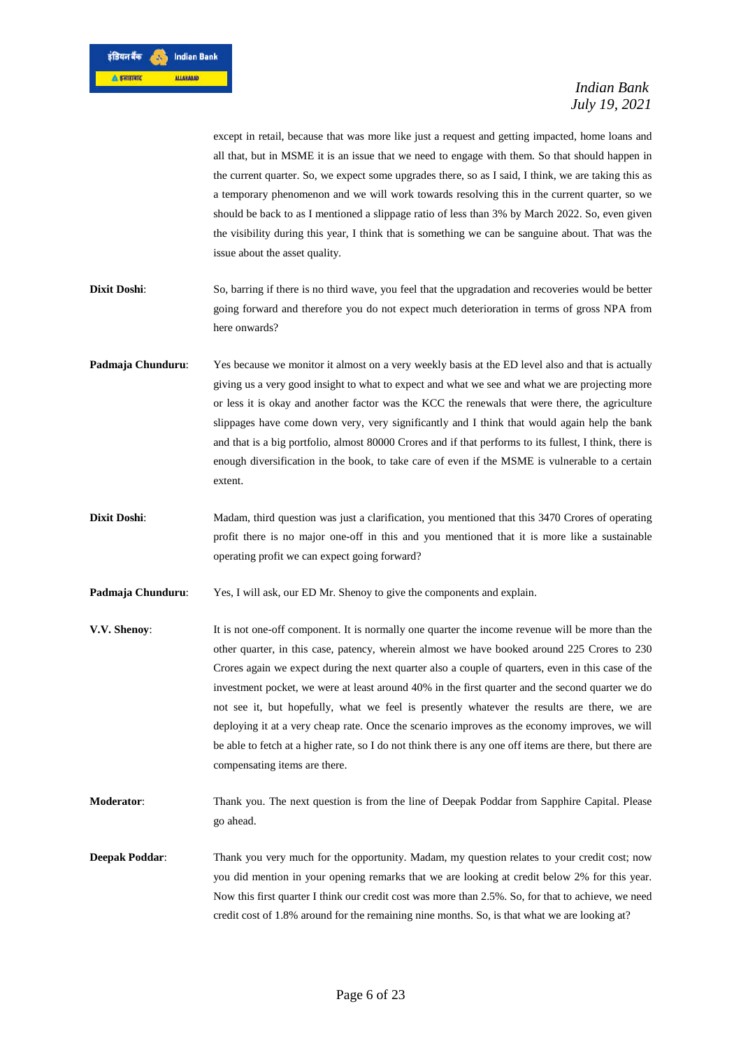except in retail, because that was more like just a request and getting impacted, home loans and all that, but in MSME it is an issue that we need to engage with them. So that should happen in the current quarter. So, we expect some upgrades there, so as I said, I think, we are taking this as a temporary phenomenon and we will work towards resolving this in the current quarter, so we should be back to as I mentioned a slippage ratio of less than 3% by March 2022. So, even given the visibility during this year, I think that is something we can be sanguine about. That was the issue about the asset quality.

**Dixit Doshi**: So, barring if there is no third wave, you feel that the upgradation and recoveries would be better going forward and therefore you do not expect much deterioration in terms of gross NPA from here onwards?

**Padmaja Chunduru**: Yes because we monitor it almost on a very weekly basis at the ED level also and that is actually giving us a very good insight to what to expect and what we see and what we are projecting more or less it is okay and another factor was the KCC the renewals that were there, the agriculture slippages have come down very, very significantly and I think that would again help the bank and that is a big portfolio, almost 80000 Crores and if that performs to its fullest, I think, there is enough diversification in the book, to take care of even if the MSME is vulnerable to a certain extent.

**Dixit Doshi**: Madam, third question was just a clarification, you mentioned that this 3470 Crores of operating profit there is no major one-off in this and you mentioned that it is more like a sustainable operating profit we can expect going forward?

**Padmaja Chunduru**: Yes, I will ask, our ED Mr. Shenoy to give the components and explain.

**V.V. Shenoy**: It is not one-off component. It is normally one quarter the income revenue will be more than the other quarter, in this case, patency, wherein almost we have booked around 225 Crores to 230 Crores again we expect during the next quarter also a couple of quarters, even in this case of the investment pocket, we were at least around 40% in the first quarter and the second quarter we do not see it, but hopefully, what we feel is presently whatever the results are there, we are deploying it at a very cheap rate. Once the scenario improves as the economy improves, we will be able to fetch at a higher rate, so I do not think there is any one off items are there, but there are compensating items are there.

**Moderator**: Thank you. The next question is from the line of Deepak Poddar from Sapphire Capital. Please go ahead.

**Deepak Poddar**: Thank you very much for the opportunity. Madam, my question relates to your credit cost; now you did mention in your opening remarks that we are looking at credit below 2% for this year. Now this first quarter I think our credit cost was more than 2.5%. So, for that to achieve, we need credit cost of 1.8% around for the remaining nine months. So, is that what we are looking at?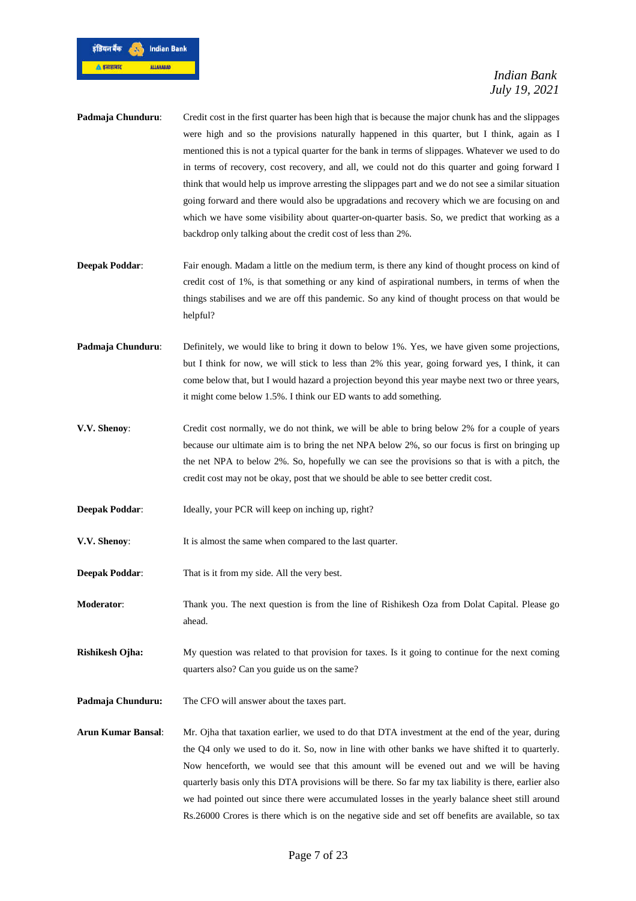**Padmaja Chunduru**: Credit cost in the first quarter has been high that is because the major chunk has and the slippages were high and so the provisions naturally happened in this quarter, but I think, again as I mentioned this is not a typical quarter for the bank in terms of slippages. Whatever we used to do in terms of recovery, cost recovery, and all, we could not do this quarter and going forward I think that would help us improve arresting the slippages part and we do not see a similar situation going forward and there would also be upgradations and recovery which we are focusing on and which we have some visibility about quarter-on-quarter basis. So, we predict that working as a backdrop only talking about the credit cost of less than 2%.

**Deepak Poddar**: Fair enough. Madam a little on the medium term, is there any kind of thought process on kind of credit cost of 1%, is that something or any kind of aspirational numbers, in terms of when the things stabilises and we are off this pandemic. So any kind of thought process on that would be helpful?

**Padmaja Chunduru**: Definitely, we would like to bring it down to below 1%. Yes, we have given some projections, but I think for now, we will stick to less than 2% this year, going forward yes, I think, it can come below that, but I would hazard a projection beyond this year maybe next two or three years, it might come below 1.5%. I think our ED wants to add something.

**V.V. Shenoy**: Credit cost normally, we do not think, we will be able to bring below 2% for a couple of years because our ultimate aim is to bring the net NPA below 2%, so our focus is first on bringing up the net NPA to below 2%. So, hopefully we can see the provisions so that is with a pitch, the credit cost may not be okay, post that we should be able to see better credit cost.

**Deepak Poddar**: Ideally, your PCR will keep on inching up, right?

**V.V. Shenoy**: It is almost the same when compared to the last quarter.

**Deepak Poddar**: That is it from my side. All the very best.

**Moderator**: Thank you. The next question is from the line of Rishikesh Oza from Dolat Capital. Please go ahead.

**Rishikesh Ojha:** My question was related to that provision for taxes. Is it going to continue for the next coming quarters also? Can you guide us on the same?

**Padmaja Chunduru:** The CFO will answer about the taxes part.

**Arun Kumar Bansal**: Mr. Ojha that taxation earlier, we used to do that DTA investment at the end of the year, during the Q4 only we used to do it. So, now in line with other banks we have shifted it to quarterly. Now henceforth, we would see that this amount will be evened out and we will be having quarterly basis only this DTA provisions will be there. So far my tax liability is there, earlier also we had pointed out since there were accumulated losses in the yearly balance sheet still around Rs.26000 Crores is there which is on the negative side and set off benefits are available, so tax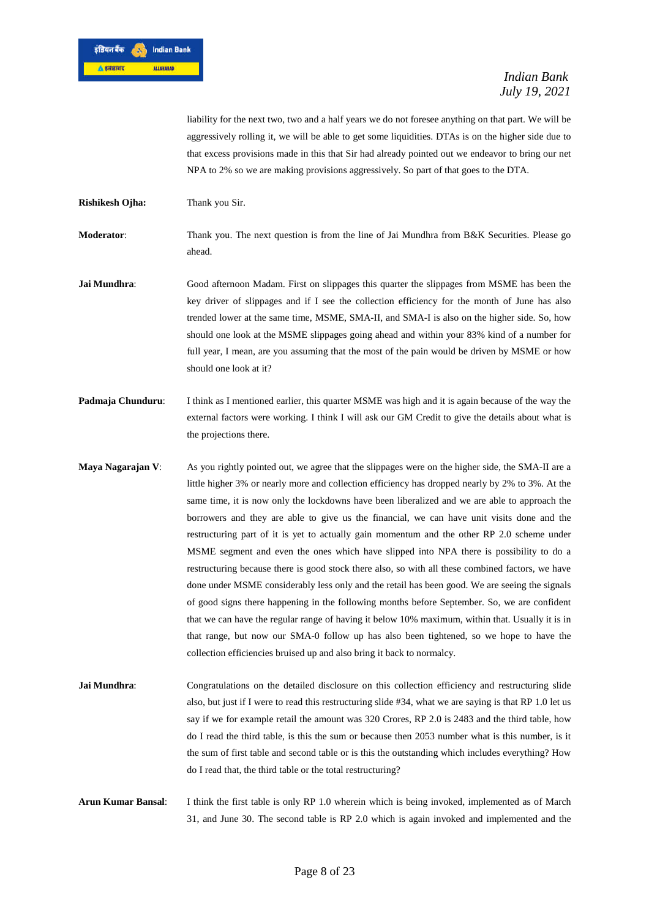liability for the next two, two and a half years we do not foresee anything on that part. We will be aggressively rolling it, we will be able to get some liquidities. DTAs is on the higher side due to that excess provisions made in this that Sir had already pointed out we endeavor to bring our net NPA to 2% so we are making provisions aggressively. So part of that goes to the DTA.

**Rishikesh Ojha:** Thank you Sir.

**Moderator**: Thank you. The next question is from the line of Jai Mundhra from B&K Securities. Please go ahead.

**Jai Mundhra**: Good afternoon Madam. First on slippages this quarter the slippages from MSME has been the key driver of slippages and if I see the collection efficiency for the month of June has also trended lower at the same time, MSME, SMA-II, and SMA-I is also on the higher side. So, how should one look at the MSME slippages going ahead and within your 83% kind of a number for full year, I mean, are you assuming that the most of the pain would be driven by MSME or how should one look at it?

**Padmaja Chunduru**: I think as I mentioned earlier, this quarter MSME was high and it is again because of the way the external factors were working. I think I will ask our GM Credit to give the details about what is the projections there.

**Maya Nagarajan V**: As you rightly pointed out, we agree that the slippages were on the higher side, the SMA-II are a little higher 3% or nearly more and collection efficiency has dropped nearly by 2% to 3%. At the same time, it is now only the lockdowns have been liberalized and we are able to approach the borrowers and they are able to give us the financial, we can have unit visits done and the restructuring part of it is yet to actually gain momentum and the other RP 2.0 scheme under MSME segment and even the ones which have slipped into NPA there is possibility to do a restructuring because there is good stock there also, so with all these combined factors, we have done under MSME considerably less only and the retail has been good. We are seeing the signals of good signs there happening in the following months before September. So, we are confident that we can have the regular range of having it below 10% maximum, within that. Usually it is in that range, but now our SMA-0 follow up has also been tightened, so we hope to have the collection efficiencies bruised up and also bring it back to normalcy.

**Jai Mundhra**: Congratulations on the detailed disclosure on this collection efficiency and restructuring slide also, but just if I were to read this restructuring slide #34, what we are saying is that RP 1.0 let us say if we for example retail the amount was 320 Crores, RP 2.0 is 2483 and the third table, how do I read the third table, is this the sum or because then 2053 number what is this number, is it the sum of first table and second table or is this the outstanding which includes everything? How do I read that, the third table or the total restructuring?

**Arun Kumar Bansal**: I think the first table is only RP 1.0 wherein which is being invoked, implemented as of March 31, and June 30. The second table is RP 2.0 which is again invoked and implemented and the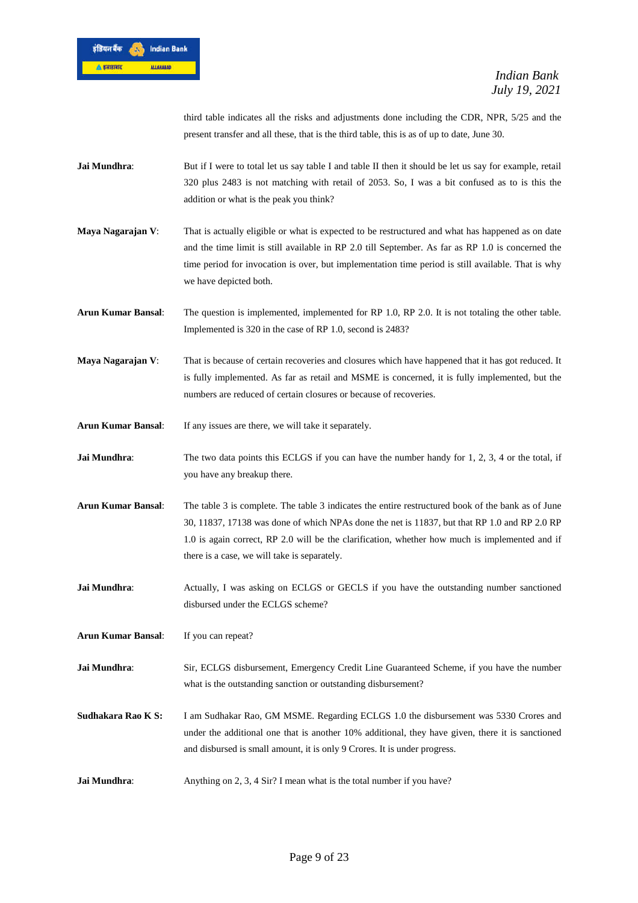third table indicates all the risks and adjustments done including the CDR, NPR, 5/25 and the present transfer and all these, that is the third table, this is as of up to date, June 30.

**Jai Mundhra**: But if I were to total let us say table I and table II then it should be let us say for example, retail 320 plus 2483 is not matching with retail of 2053. So, I was a bit confused as to is this the addition or what is the peak you think?

**Maya Nagarajan V**: That is actually eligible or what is expected to be restructured and what has happened as on date and the time limit is still available in RP 2.0 till September. As far as RP 1.0 is concerned the time period for invocation is over, but implementation time period is still available. That is why we have depicted both.

**Arun Kumar Bansal**: The question is implemented, implemented for RP 1.0, RP 2.0. It is not totaling the other table. Implemented is 320 in the case of RP 1.0, second is 2483?

**Maya Nagarajan V**: That is because of certain recoveries and closures which have happened that it has got reduced. It is fully implemented. As far as retail and MSME is concerned, it is fully implemented, but the numbers are reduced of certain closures or because of recoveries.

**Arun Kumar Bansal**: If any issues are there, we will take it separately.

**Jai Mundhra**: The two data points this ECLGS if you can have the number handy for 1, 2, 3, 4 or the total, if you have any breakup there.

**Arun Kumar Bansal**: The table 3 is complete. The table 3 indicates the entire restructured book of the bank as of June 30, 11837, 17138 was done of which NPAs done the net is 11837, but that RP 1.0 and RP 2.0 RP 1.0 is again correct, RP 2.0 will be the clarification, whether how much is implemented and if there is a case, we will take is separately.

**Jai Mundhra**: Actually, I was asking on ECLGS or GECLS if you have the outstanding number sanctioned disbursed under the ECLGS scheme?

**Arun Kumar Bansal**: If you can repeat?

**Jai Mundhra**: Sir, ECLGS disbursement, Emergency Credit Line Guaranteed Scheme, if you have the number what is the outstanding sanction or outstanding disbursement?

**Sudhakara Rao K S:** I am Sudhakar Rao, GM MSME. Regarding ECLGS 1.0 the disbursement was 5330 Crores and under the additional one that is another 10% additional, they have given, there it is sanctioned and disbursed is small amount, it is only 9 Crores. It is under progress.

**Jai Mundhra**: Anything on 2, 3, 4 Sir? I mean what is the total number if you have?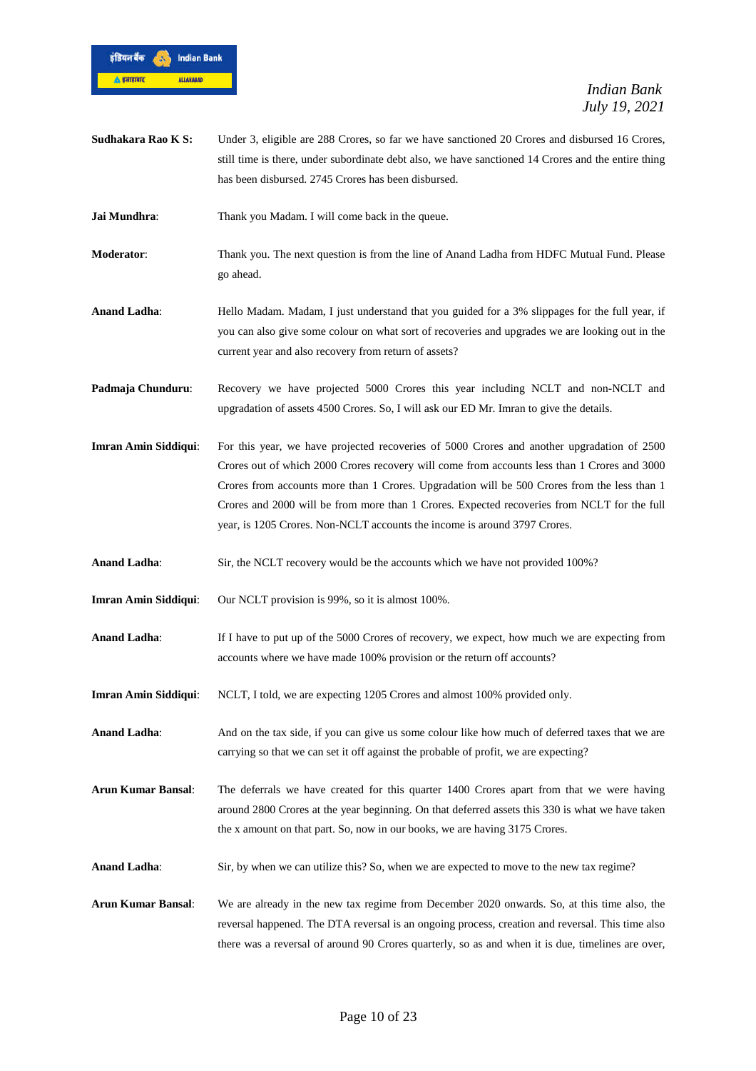**Sudhakara Rao K S:** Under 3, eligible are 288 Crores, so far we have sanctioned 20 Crores and disbursed 16 Crores, still time is there, under subordinate debt also, we have sanctioned 14 Crores and the entire thing has been disbursed. 2745 Crores has been disbursed.

**Jai Mundhra**: Thank you Madam. I will come back in the queue.

**Moderator**: Thank you. The next question is from the line of Anand Ladha from HDFC Mutual Fund. Please go ahead.

**Anand Ladha**: Hello Madam. Madam, I just understand that you guided for a 3% slippages for the full year, if you can also give some colour on what sort of recoveries and upgrades we are looking out in the current year and also recovery from return of assets?

**Padmaja Chunduru**: Recovery we have projected 5000 Crores this year including NCLT and non-NCLT and upgradation of assets 4500 Crores. So, I will ask our ED Mr. Imran to give the details.

**Imran Amin Siddiqui**: For this year, we have projected recoveries of 5000 Crores and another upgradation of 2500 Crores out of which 2000 Crores recovery will come from accounts less than 1 Crores and 3000 Crores from accounts more than 1 Crores. Upgradation will be 500 Crores from the less than 1 Crores and 2000 will be from more than 1 Crores. Expected recoveries from NCLT for the full year, is 1205 Crores. Non-NCLT accounts the income is around 3797 Crores.

**Anand Ladha**: Sir, the NCLT recovery would be the accounts which we have not provided 100%?

**Imran Amin Siddiqui**: Our NCLT provision is 99%, so it is almost 100%.

**Anand Ladha**: If I have to put up of the 5000 Crores of recovery, we expect, how much we are expecting from accounts where we have made 100% provision or the return off accounts?

**Imran Amin Siddiqui**: NCLT, I told, we are expecting 1205 Crores and almost 100% provided only.

**Anand Ladha**: And on the tax side, if you can give us some colour like how much of deferred taxes that we are carrying so that we can set it off against the probable of profit, we are expecting?

**Arun Kumar Bansal**: The deferrals we have created for this quarter 1400 Crores apart from that we were having around 2800 Crores at the year beginning. On that deferred assets this 330 is what we have taken the x amount on that part. So, now in our books, we are having 3175 Crores.

**Anand Ladha**: Sir, by when we can utilize this? So, when we are expected to move to the new tax regime?

**Arun Kumar Bansal**: We are already in the new tax regime from December 2020 onwards. So, at this time also, the reversal happened. The DTA reversal is an ongoing process, creation and reversal. This time also there was a reversal of around 90 Crores quarterly, so as and when it is due, timelines are over,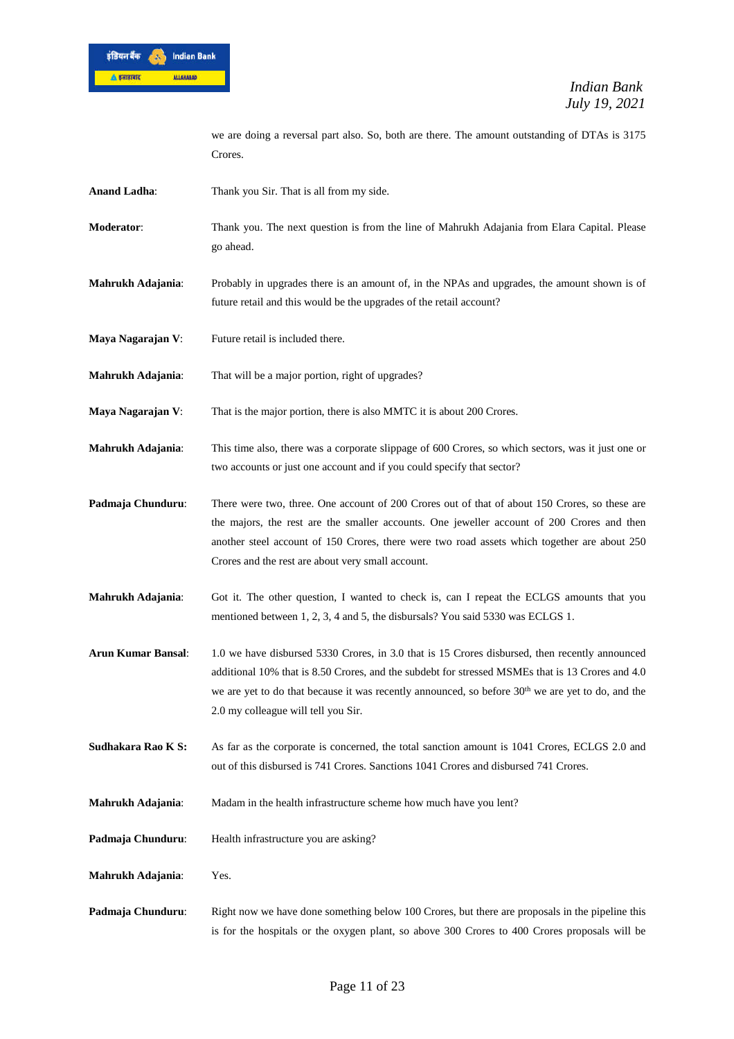we are doing a reversal part also. So, both are there. The amount outstanding of DTAs is 3175 Crores.

**Anand Ladha**: Thank you Sir. That is all from my side.

**Moderator**: Thank you. The next question is from the line of Mahrukh Adajania from Elara Capital. Please go ahead.

**Mahrukh Adajania**: Probably in upgrades there is an amount of, in the NPAs and upgrades, the amount shown is of future retail and this would be the upgrades of the retail account?

**Maya Nagarajan V**: Future retail is included there.

**Mahrukh Adajania**: That will be a major portion, right of upgrades?

**Maya Nagarajan V**: That is the major portion, there is also MMTC it is about 200 Crores.

**Mahrukh Adajania**: This time also, there was a corporate slippage of 600 Crores, so which sectors, was it just one or two accounts or just one account and if you could specify that sector?

**Padmaja Chunduru**: There were two, three. One account of 200 Crores out of that of about 150 Crores, so these are the majors, the rest are the smaller accounts. One jeweller account of 200 Crores and then another steel account of 150 Crores, there were two road assets which together are about 250 Crores and the rest are about very small account.

**Mahrukh Adajania**: Got it. The other question, I wanted to check is, can I repeat the ECLGS amounts that you mentioned between 1, 2, 3, 4 and 5, the disbursals? You said 5330 was ECLGS 1.

**Arun Kumar Bansal**: 1.0 we have disbursed 5330 Crores, in 3.0 that is 15 Crores disbursed, then recently announced additional 10% that is 8.50 Crores, and the subdebt for stressed MSMEs that is 13 Crores and 4.0 we are yet to do that because it was recently announced, so before 30th we are yet to do, and the 2.0 my colleague will tell you Sir.

**Sudhakara Rao K S:** As far as the corporate is concerned, the total sanction amount is 1041 Crores, ECLGS 2.0 and out of this disbursed is 741 Crores. Sanctions 1041 Crores and disbursed 741 Crores.

**Mahrukh Adajania**: Madam in the health infrastructure scheme how much have you lent?

**Padmaja Chunduru**: Health infrastructure you are asking?

**Mahrukh Adajania**: Yes.

**Padmaja Chunduru**: Right now we have done something below 100 Crores, but there are proposals in the pipeline this is for the hospitals or the oxygen plant, so above 300 Crores to 400 Crores proposals will be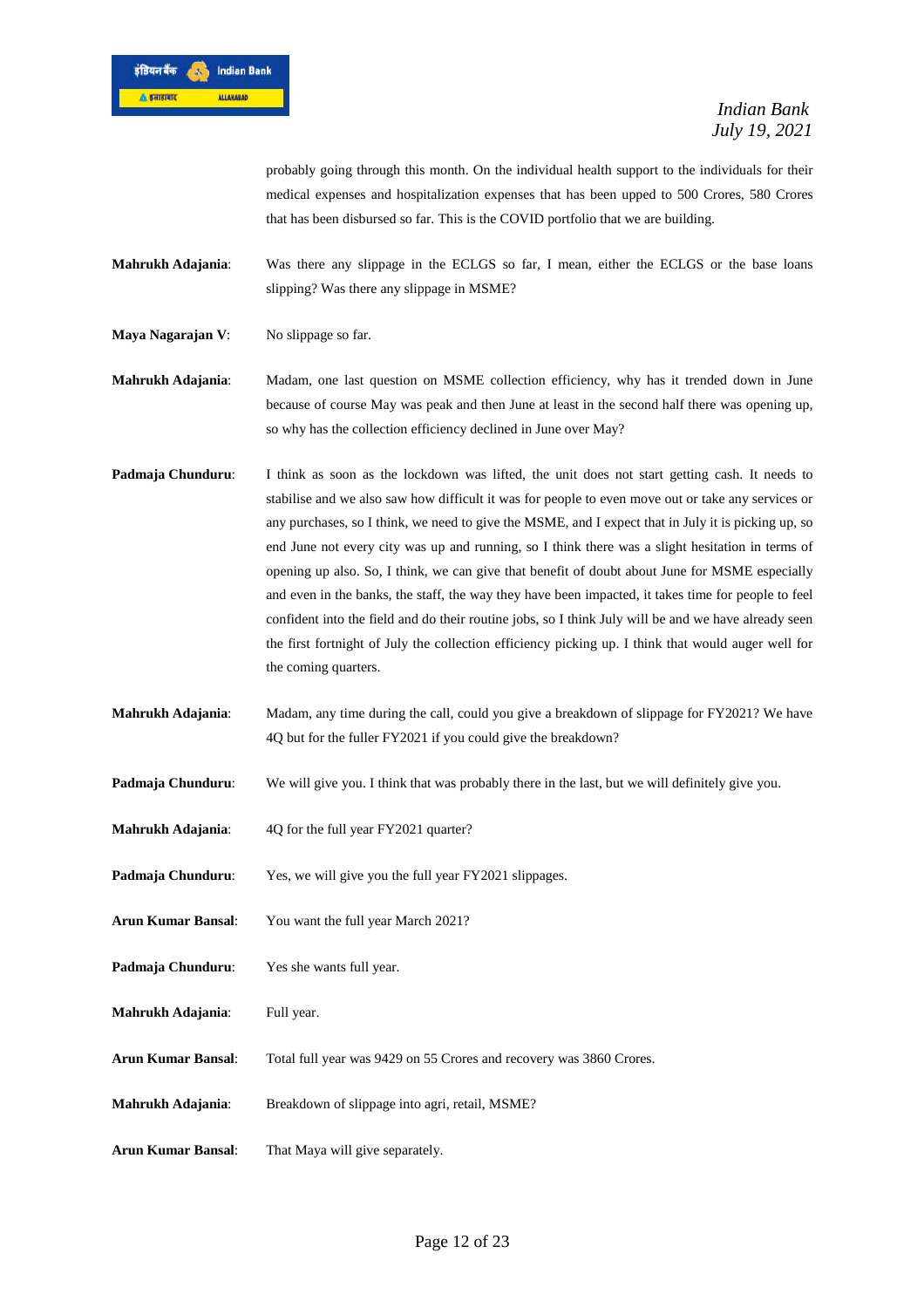probably going through this month. On the individual health support to the individuals for their medical expenses and hospitalization expenses that has been upped to 500 Crores, 580 Crores that has been disbursed so far. This is the COVID portfolio that we are building.

**Mahrukh Adajania**: Was there any slippage in the ECLGS so far, I mean, either the ECLGS or the base loans slipping? Was there any slippage in MSME?

**Maya Nagarajan V**: No slippage so far.

**Mahrukh Adajania**: Madam, one last question on MSME collection efficiency, why has it trended down in June because of course May was peak and then June at least in the second half there was opening up, so why has the collection efficiency declined in June over May?

**Padmaja Chunduru**: I think as soon as the lockdown was lifted, the unit does not start getting cash. It needs to stabilise and we also saw how difficult it was for people to even move out or take any services or any purchases, so I think, we need to give the MSME, and I expect that in July it is picking up, so end June not every city was up and running, so I think there was a slight hesitation in terms of opening up also. So, I think, we can give that benefit of doubt about June for MSME especially and even in the banks, the staff, the way they have been impacted, it takes time for people to feel confident into the field and do their routine jobs, so I think July will be and we have already seen the first fortnight of July the collection efficiency picking up. I think that would auger well for the coming quarters.

**Mahrukh Adajania**: Madam, any time during the call, could you give a breakdown of slippage for FY2021? We have 4Q but for the fuller FY2021 if you could give the breakdown?

**Padmaja Chunduru**: We will give you. I think that was probably there in the last, but we will definitely give you.

**Mahrukh Adajania**: 4Q for the full year FY2021 quarter?

**Padmaja Chunduru**: Yes, we will give you the full year FY2021 slippages.

**Arun Kumar Bansal**: You want the full year March 2021?

**Padmaja Chunduru**: Yes she wants full year.

**Mahrukh Adajania**: Full year.

**Arun Kumar Bansal**: Total full year was 9429 on 55 Crores and recovery was 3860 Crores.

**Mahrukh Adajania**: Breakdown of slippage into agri, retail, MSME?

**Arun Kumar Bansal**: That Maya will give separately.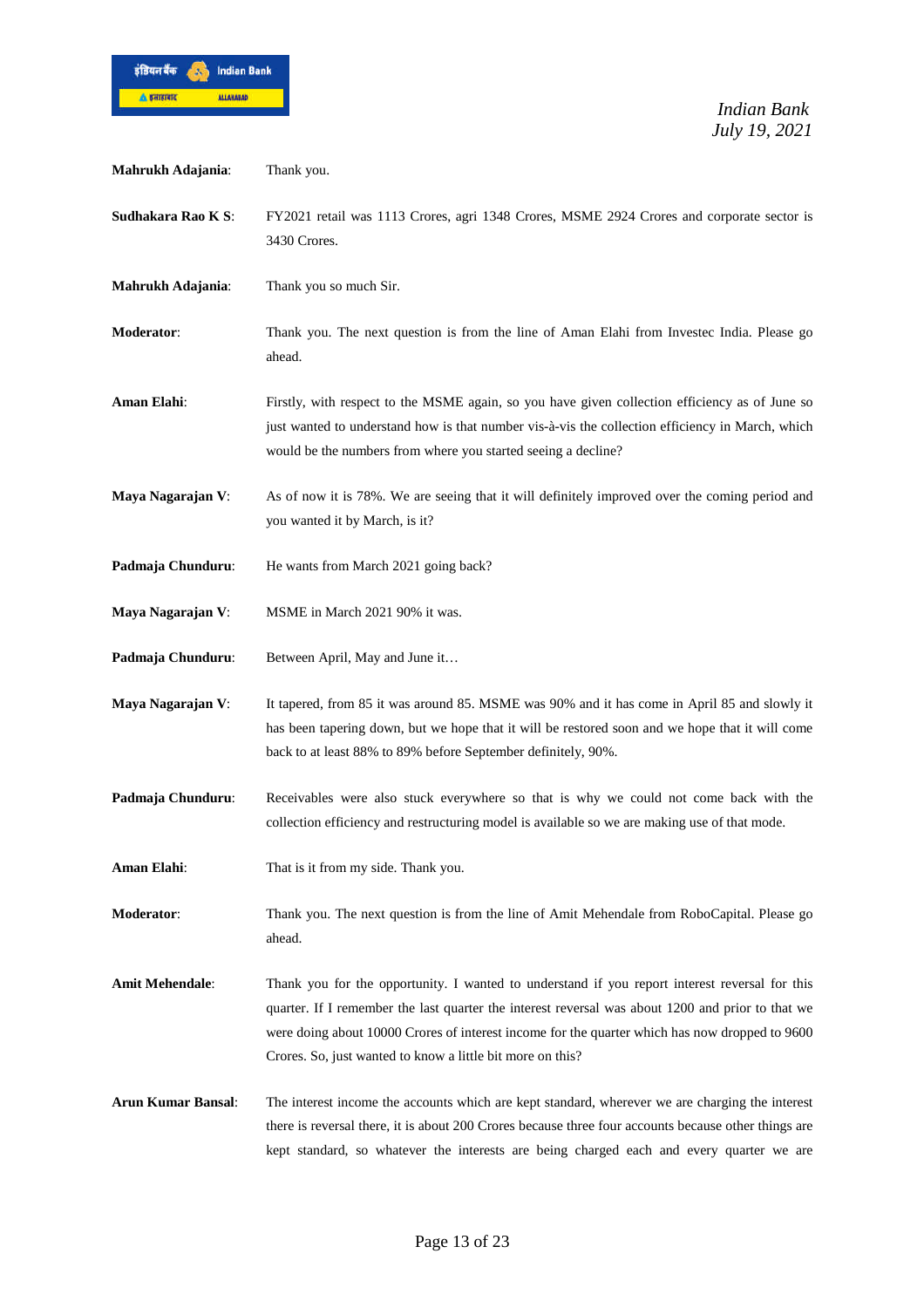**Mahrukh Adajania**: Thank you.

**Sudhakara Rao K S**: FY2021 retail was 1113 Crores, agri 1348 Crores, MSME 2924 Crores and corporate sector is 3430 Crores.

**Mahrukh Adajania**: Thank you so much Sir.

**Moderator**: Thank you. The next question is from the line of Aman Elahi from Investec India. Please go ahead.

**Aman Elahi**: Firstly, with respect to the MSME again, so you have given collection efficiency as of June so just wanted to understand how is that number vis-à-vis the collection efficiency in March, which would be the numbers from where you started seeing a decline?

**Maya Nagarajan V**: As of now it is 78%. We are seeing that it will definitely improved over the coming period and you wanted it by March, is it?

**Padmaja Chunduru**: He wants from March 2021 going back?

**Maya Nagarajan V**: MSME in March 2021 90% it was.

**Padmaja Chunduru**: Between April, May and June it…

**Maya Nagarajan V**: It tapered, from 85 it was around 85. MSME was 90% and it has come in April 85 and slowly it has been tapering down, but we hope that it will be restored soon and we hope that it will come back to at least 88% to 89% before September definitely, 90%.

**Padmaja Chunduru**: Receivables were also stuck everywhere so that is why we could not come back with the collection efficiency and restructuring model is available so we are making use of that mode.

**Aman Elahi**: That is it from my side. Thank you.

**Moderator**: Thank you. The next question is from the line of Amit Mehendale from RoboCapital. Please go ahead.

**Amit Mehendale**: Thank you for the opportunity. I wanted to understand if you report interest reversal for this quarter. If I remember the last quarter the interest reversal was about 1200 and prior to that we were doing about 10000 Crores of interest income for the quarter which has now dropped to 9600 Crores. So, just wanted to know a little bit more on this?

**Arun Kumar Bansal**: The interest income the accounts which are kept standard, wherever we are charging the interest there is reversal there, it is about 200 Crores because three four accounts because other things are kept standard, so whatever the interests are being charged each and every quarter we are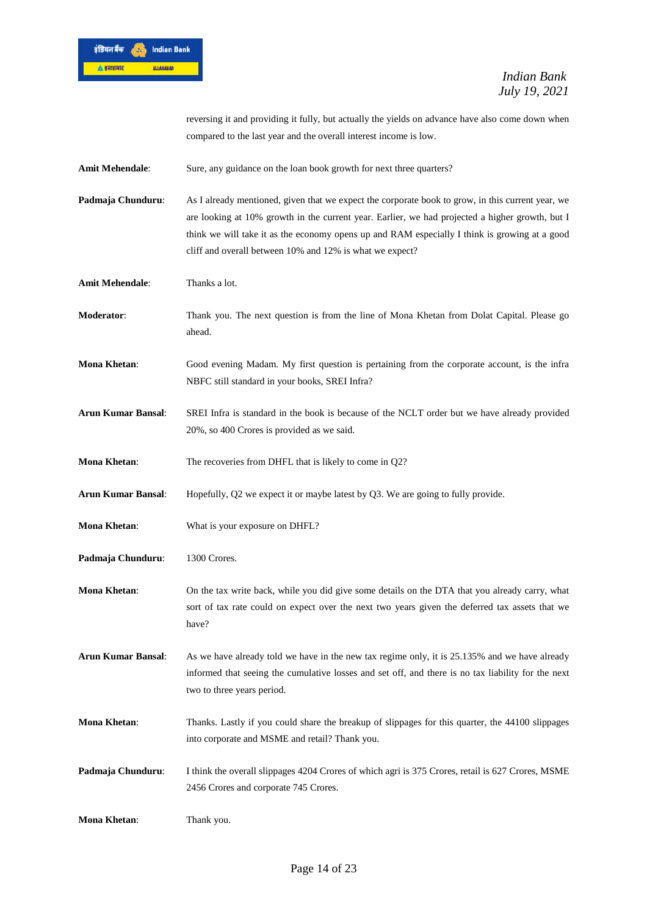reversing it and providing it fully, but actually the yields on advance have also come down when compared to the last year and the overall interest income is low.

**Amit Mehendale**: Sure, any guidance on the loan book growth for next three quarters?

**Padmaja Chunduru**: As I already mentioned, given that we expect the corporate book to grow, in this current year, we are looking at 10% growth in the current year. Earlier, we had projected a higher growth, but I think we will take it as the economy opens up and RAM especially I think is growing at a good cliff and overall between 10% and 12% is what we expect?

**Amit Mehendale**: Thanks a lot.

**Moderator**: Thank you. The next question is from the line of Mona Khetan from Dolat Capital. Please go ahead.

**Mona Khetan**: Good evening Madam. My first question is pertaining from the corporate account, is the infra NBFC still standard in your books, SREI Infra?

**Arun Kumar Bansal**: SREI Infra is standard in the book is because of the NCLT order but we have already provided 20%, so 400 Crores is provided as we said.

**Mona Khetan**: The recoveries from DHFL that is likely to come in Q2?

**Arun Kumar Bansal**: Hopefully, Q2 we expect it or maybe latest by Q3. We are going to fully provide.

**Mona Khetan**: What is your exposure on DHFL?

**Padmaja Chunduru**: 1300 Crores.

**Mona Khetan**: On the tax write back, while you did give some details on the DTA that you already carry, what sort of tax rate could on expect over the next two years given the deferred tax assets that we have?

**Arun Kumar Bansal**: As we have already told we have in the new tax regime only, it is 25.135% and we have already informed that seeing the cumulative losses and set off, and there is no tax liability for the next two to three years period.

**Mona Khetan**: Thanks. Lastly if you could share the breakup of slippages for this quarter, the 44100 slippages into corporate and MSME and retail? Thank you.

**Padmaja Chunduru**: I think the overall slippages 4204 Crores of which agri is 375 Crores, retail is 627 Crores, MSME 2456 Crores and corporate 745 Crores.

**Mona Khetan**: Thank you.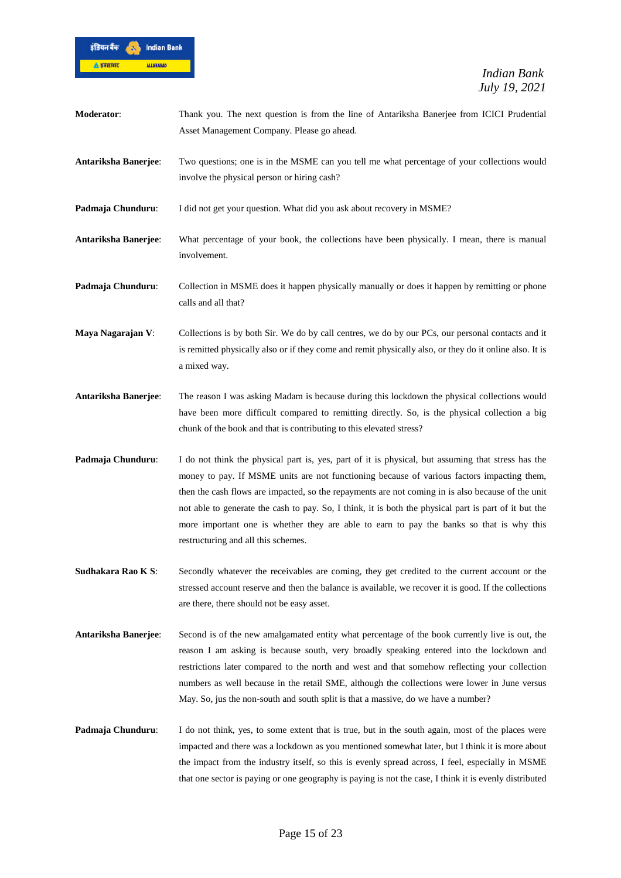**Moderator**: Thank you. The next question is from the line of Antariksha Banerjee from ICICI Prudential Asset Management Company. Please go ahead.

**Antariksha Banerjee**: Two questions; one is in the MSME can you tell me what percentage of your collections would involve the physical person or hiring cash?

**Padmaja Chunduru**: I did not get your question. What did you ask about recovery in MSME?

**Antariksha Banerjee**: What percentage of your book, the collections have been physically. I mean, there is manual involvement.

**Padmaja Chunduru**: Collection in MSME does it happen physically manually or does it happen by remitting or phone calls and all that?

**Maya Nagarajan V**: Collections is by both Sir. We do by call centres, we do by our PCs, our personal contacts and it is remitted physically also or if they come and remit physically also, or they do it online also. It is a mixed way.

**Antariksha Banerjee**: The reason I was asking Madam is because during this lockdown the physical collections would have been more difficult compared to remitting directly. So, is the physical collection a big chunk of the book and that is contributing to this elevated stress?

**Padmaja Chunduru**: I do not think the physical part is, yes, part of it is physical, but assuming that stress has the money to pay. If MSME units are not functioning because of various factors impacting them, then the cash flows are impacted, so the repayments are not coming in is also because of the unit not able to generate the cash to pay. So, I think, it is both the physical part is part of it but the more important one is whether they are able to earn to pay the banks so that is why this restructuring and all this schemes.

**Sudhakara Rao K S**: Secondly whatever the receivables are coming, they get credited to the current account or the stressed account reserve and then the balance is available, we recover it is good. If the collections are there, there should not be easy asset.

**Antariksha Banerjee**: Second is of the new amalgamated entity what percentage of the book currently live is out, the reason I am asking is because south, very broadly speaking entered into the lockdown and restrictions later compared to the north and west and that somehow reflecting your collection numbers as well because in the retail SME, although the collections were lower in June versus May. So, jus the non-south and south split is that a massive, do we have a number?

**Padmaja Chunduru**: I do not think, yes, to some extent that is true, but in the south again, most of the places were impacted and there was a lockdown as you mentioned somewhat later, but I think it is more about the impact from the industry itself, so this is evenly spread across, I feel, especially in MSME that one sector is paying or one geography is paying is not the case, I think it is evenly distributed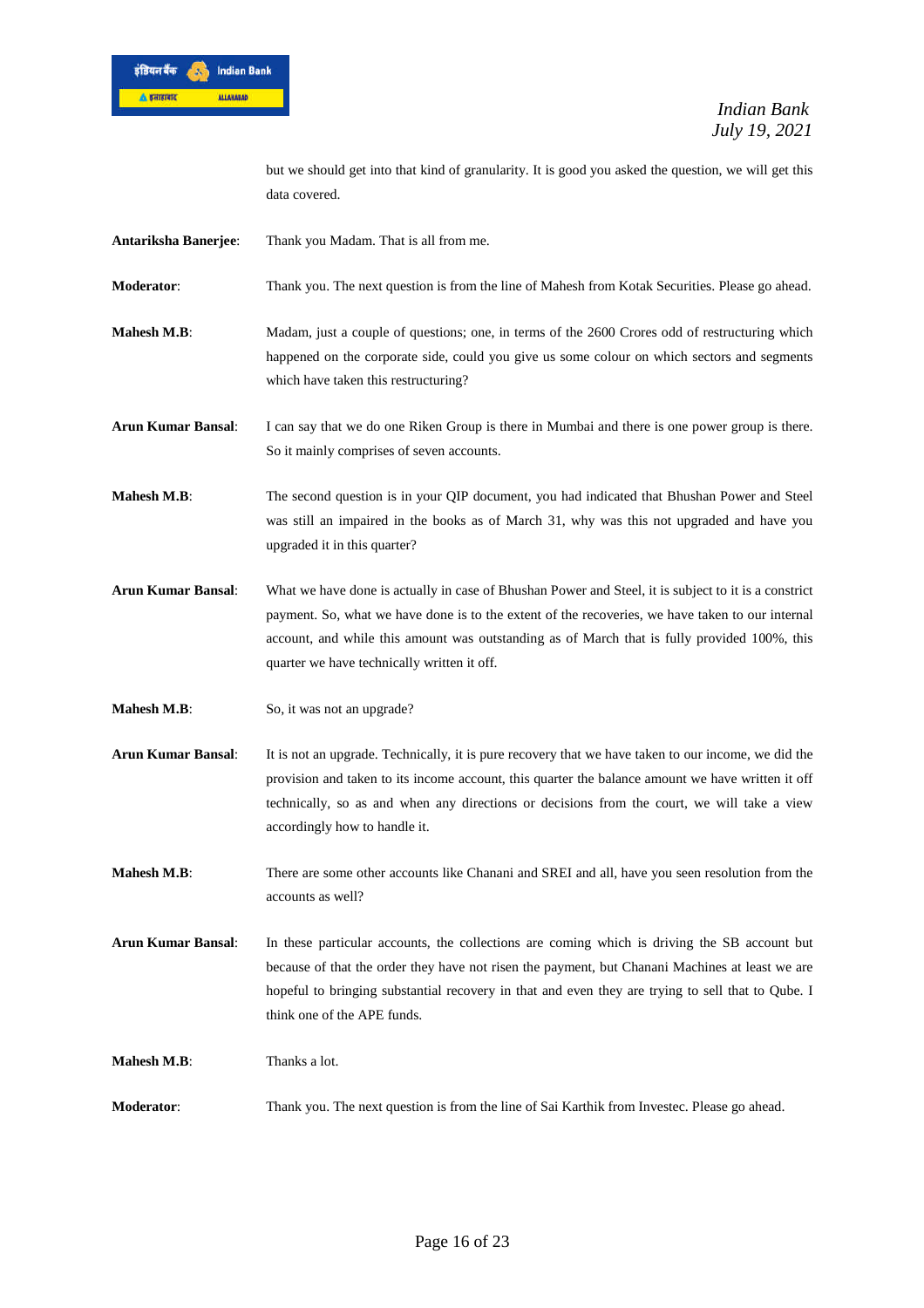but we should get into that kind of granularity. It is good you asked the question, we will get this data covered.

**Antariksha Banerjee**: Thank you Madam. That is all from me.

**Moderator**: Thank you. The next question is from the line of Mahesh from Kotak Securities. Please go ahead.

**Mahesh M.B**: Madam, just a couple of questions; one, in terms of the 2600 Crores odd of restructuring which happened on the corporate side, could you give us some colour on which sectors and segments which have taken this restructuring?

**Arun Kumar Bansal**: I can say that we do one Riken Group is there in Mumbai and there is one power group is there. So it mainly comprises of seven accounts.

**Mahesh M.B**: The second question is in your QIP document, you had indicated that Bhushan Power and Steel was still an impaired in the books as of March 31, why was this not upgraded and have you upgraded it in this quarter?

**Arun Kumar Bansal**: What we have done is actually in case of Bhushan Power and Steel, it is subject to it is a constrict payment. So, what we have done is to the extent of the recoveries, we have taken to our internal account, and while this amount was outstanding as of March that is fully provided 100%, this quarter we have technically written it off.

**Mahesh M.B**: So, it was not an upgrade?

**Arun Kumar Bansal**: It is not an upgrade. Technically, it is pure recovery that we have taken to our income, we did the provision and taken to its income account, this quarter the balance amount we have written it off technically, so as and when any directions or decisions from the court, we will take a view accordingly how to handle it.

**Mahesh M.B**: There are some other accounts like Chanani and SREI and all, have you seen resolution from the accounts as well?

**Arun Kumar Bansal**: In these particular accounts, the collections are coming which is driving the SB account but because of that the order they have not risen the payment, but Chanani Machines at least we are hopeful to bringing substantial recovery in that and even they are trying to sell that to Qube. I think one of the APE funds.

**Mahesh M.B**: Thanks a lot.

**Moderator**: Thank you. The next question is from the line of Sai Karthik from Investec. Please go ahead.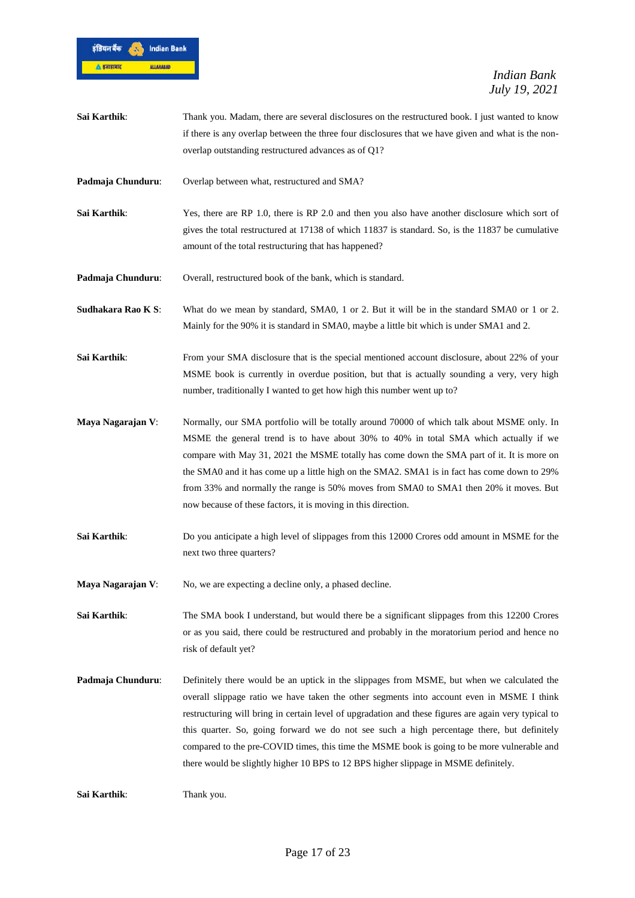**Sai Karthik**: Thank you. Madam, there are several disclosures on the restructured book. I just wanted to know if there is any overlap between the three four disclosures that we have given and what is the non-overlap outstanding restructured advances as of Q1?

**Padmaja Chunduru**: Overlap between what, restructured and SMA?

**Sai Karthik**: Yes, there are RP 1.0, there is RP 2.0 and then you also have another disclosure which sort of gives the total restructured at 17138 of which 11837 is standard. So, is the 11837 be cumulative amount of the total restructuring that has happened?

**Padmaja Chunduru**: Overall, restructured book of the bank, which is standard.

**Sudhakara Rao K S**: What do we mean by standard, SMA0, 1 or 2. But it will be in the standard SMA0 or 1 or 2. Mainly for the 90% it is standard in SMA0, maybe a little bit which is under SMA1 and 2.

**Sai Karthik**: From your SMA disclosure that is the special mentioned account disclosure, about 22% of your MSME book is currently in overdue position, but that is actually sounding a very, very high number, traditionally I wanted to get how high this number went up to?

**Maya Nagarajan V**: Normally, our SMA portfolio will be totally around 70000 of which talk about MSME only. In MSME the general trend is to have about 30% to 40% in total SMA which actually if we compare with May 31, 2021 the MSME totally has come down the SMA part of it. It is more on the SMA0 and it has come up a little high on the SMA2. SMA1 is in fact has come down to 29% from 33% and normally the range is 50% moves from SMA0 to SMA1 then 20% it moves. But now because of these factors, it is moving in this direction.

**Sai Karthik**: Do you anticipate a high level of slippages from this 12000 Crores odd amount in MSME for the next two three quarters?

**Maya Nagarajan V**: No, we are expecting a decline only, a phased decline.

**Sai Karthik**: The SMA book I understand, but would there be a significant slippages from this 12200 Crores or as you said, there could be restructured and probably in the moratorium period and hence no risk of default yet?

**Padmaja Chunduru**: Definitely there would be an uptick in the slippages from MSME, but when we calculated the overall slippage ratio we have taken the other segments into account even in MSME I think restructuring will bring in certain level of upgradation and these figures are again very typical to this quarter. So, going forward we do not see such a high percentage there, but definitely compared to the pre-COVID times, this time the MSME book is going to be more vulnerable and there would be slightly higher 10 BPS to 12 BPS higher slippage in MSME definitely.

**Sai Karthik**: Thank you.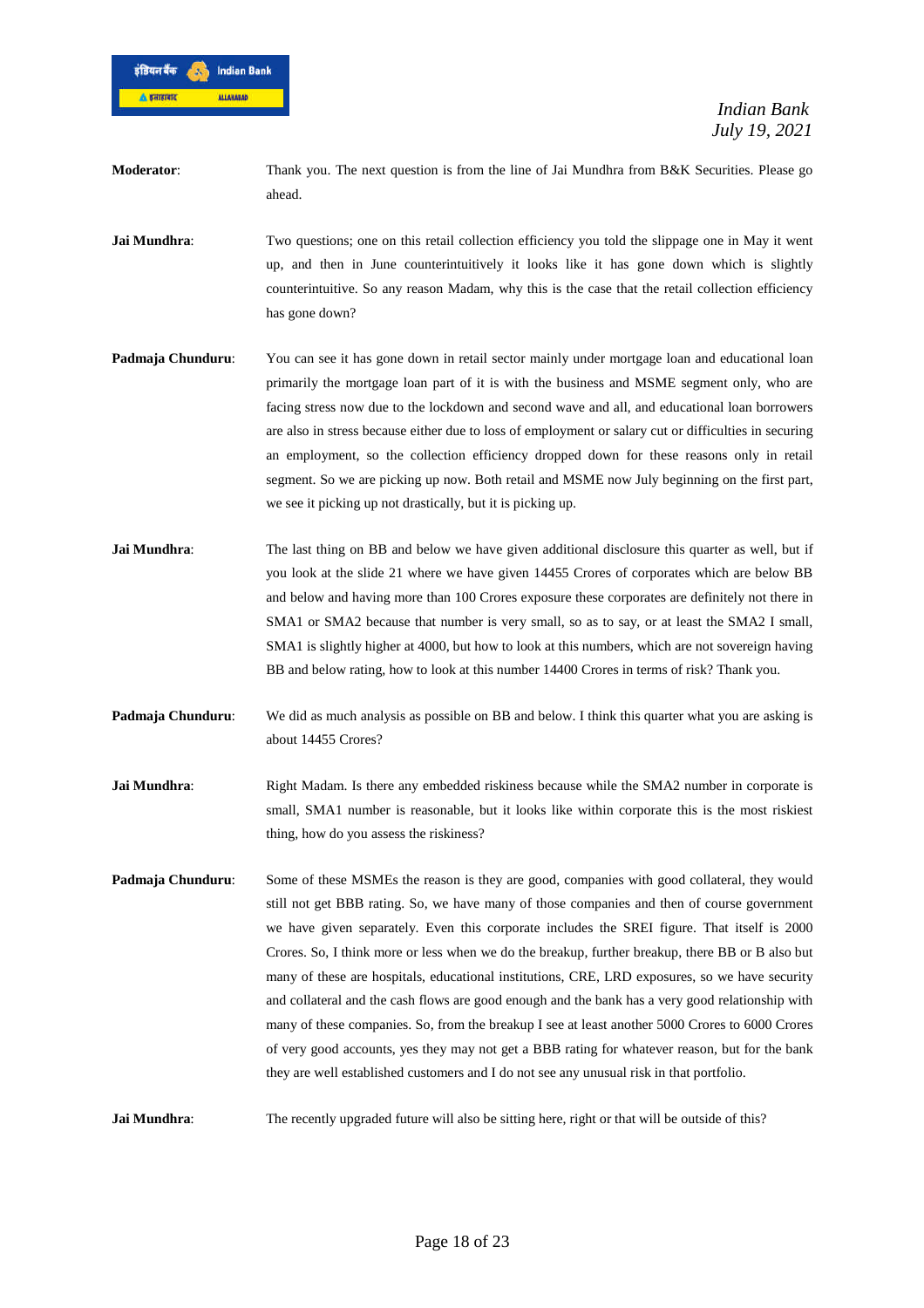**Moderator**: Thank you. The next question is from the line of Jai Mundhra from B&K Securities. Please go ahead.

**Jai Mundhra**: Two questions; one on this retail collection efficiency you told the slippage one in May it went up, and then in June counterintuitively it looks like it has gone down which is slightly counterintuitive. So any reason Madam, why this is the case that the retail collection efficiency has gone down?

**Padmaja Chunduru**: You can see it has gone down in retail sector mainly under mortgage loan and educational loan primarily the mortgage loan part of it is with the business and MSME segment only, who are facing stress now due to the lockdown and second wave and all, and educational loan borrowers are also in stress because either due to loss of employment or salary cut or difficulties in securing an employment, so the collection efficiency dropped down for these reasons only in retail segment. So we are picking up now. Both retail and MSME now July beginning on the first part, we see it picking up not drastically, but it is picking up.

**Jai Mundhra**: The last thing on BB and below we have given additional disclosure this quarter as well, but if you look at the slide 21 where we have given 14455 Crores of corporates which are below BB and below and having more than 100 Crores exposure these corporates are definitely not there in SMA1 or SMA2 because that number is very small, so as to say, or at least the SMA2 I small, SMA1 is slightly higher at 4000, but how to look at this numbers, which are not sovereign having BB and below rating, how to look at this number 14400 Crores in terms of risk? Thank you.

**Padmaja Chunduru**: We did as much analysis as possible on BB and below. I think this quarter what you are asking is about 14455 Crores?

**Jai Mundhra**: Right Madam. Is there any embedded riskiness because while the SMA2 number in corporate is small, SMA1 number is reasonable, but it looks like within corporate this is the most riskiest thing, how do you assess the riskiness?

**Padmaja Chunduru**: Some of these MSMEs the reason is they are good, companies with good collateral, they would still not get BBB rating. So, we have many of those companies and then of course government we have given separately. Even this corporate includes the SREI figure. That itself is 2000 Crores. So, I think more or less when we do the breakup, further breakup, there BB or B also but many of these are hospitals, educational institutions, CRE, LRD exposures, so we have security and collateral and the cash flows are good enough and the bank has a very good relationship with many of these companies. So, from the breakup I see at least another 5000 Crores to 6000 Crores of very good accounts, yes they may not get a BBB rating for whatever reason, but for the bank they are well established customers and I do not see any unusual risk in that portfolio.

**Jai Mundhra**: The recently upgraded future will also be sitting here, right or that will be outside of this?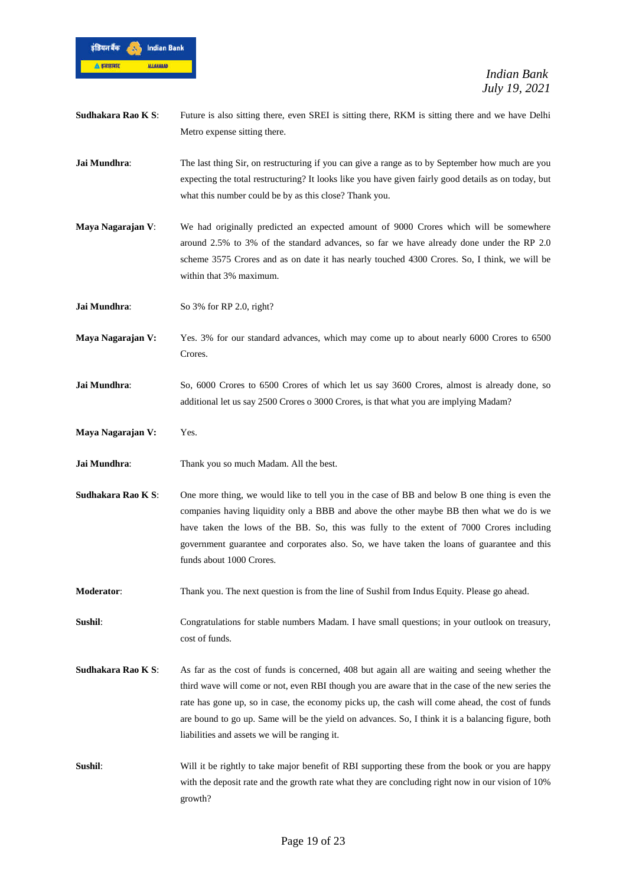**Sudhakara Rao K S**: Future is also sitting there, even SREI is sitting there, RKM is sitting there and we have Delhi Metro expense sitting there.

**Jai Mundhra**: The last thing Sir, on restructuring if you can give a range as to by September how much are you expecting the total restructuring? It looks like you have given fairly good details as on today, but what this number could be by as this close? Thank you.

**Maya Nagarajan V**: We had originally predicted an expected amount of 9000 Crores which will be somewhere around 2.5% to 3% of the standard advances, so far we have already done under the RP 2.0 scheme 3575 Crores and as on date it has nearly touched 4300 Crores. So, I think, we will be within that 3% maximum.

**Jai Mundhra**: So 3% for RP 2.0, right?

**Maya Nagarajan V:** Yes. 3% for our standard advances, which may come up to about nearly 6000 Crores to 6500 Crores.

**Jai Mundhra**: So, 6000 Crores to 6500 Crores of which let us say 3600 Crores, almost is already done, so additional let us say 2500 Crores o 3000 Crores, is that what you are implying Madam?

**Maya Nagarajan V:** Yes.

**Jai Mundhra**: Thank you so much Madam. All the best.

**Sudhakara Rao K S**: One more thing, we would like to tell you in the case of BB and below B one thing is even the companies having liquidity only a BBB and above the other maybe BB then what we do is we have taken the lows of the BB. So, this was fully to the extent of 7000 Crores including government guarantee and corporates also. So, we have taken the loans of guarantee and this funds about 1000 Crores.

**Moderator**: Thank you. The next question is from the line of Sushil from Indus Equity. Please go ahead.

**Sushil**: Congratulations for stable numbers Madam. I have small questions; in your outlook on treasury, cost of funds.

**Sudhakara Rao K S**: As far as the cost of funds is concerned, 408 but again all are waiting and seeing whether the third wave will come or not, even RBI though you are aware that in the case of the new series the rate has gone up, so in case, the economy picks up, the cash will come ahead, the cost of funds are bound to go up. Same will be the yield on advances. So, I think it is a balancing figure, both liabilities and assets we will be ranging it.

**Sushil**: Will it be rightly to take major benefit of RBI supporting these from the book or you are happy with the deposit rate and the growth rate what they are concluding right now in our vision of 10% growth?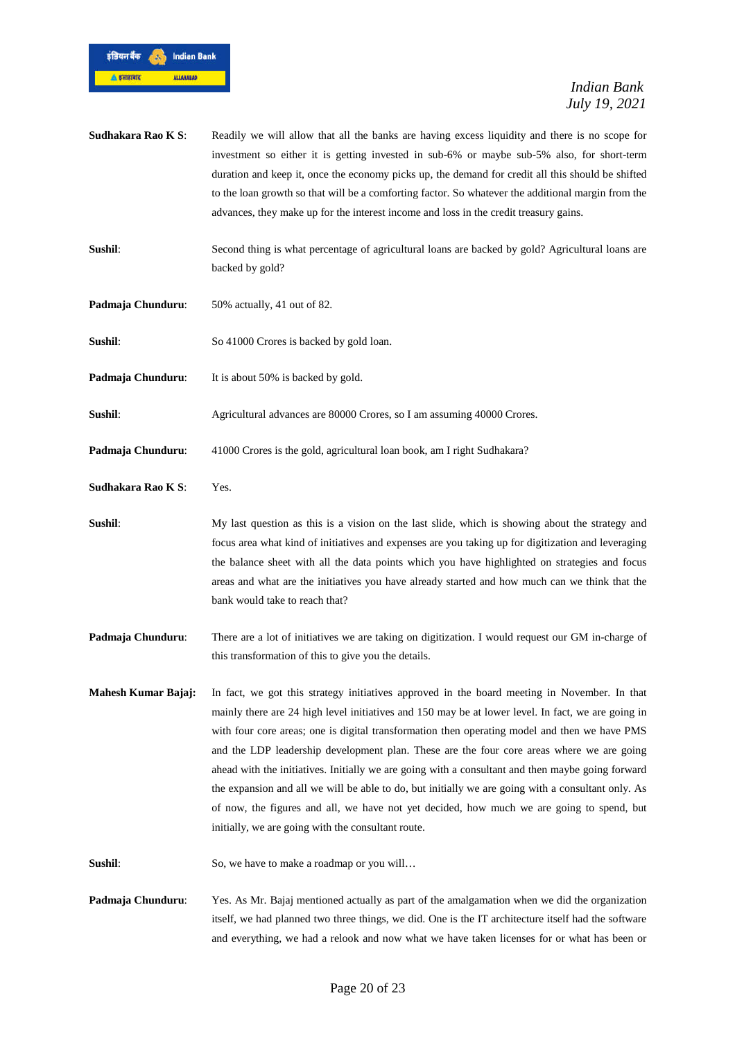**Sudhakara Rao K S**: Readily we will allow that all the banks are having excess liquidity and there is no scope for investment so either it is getting invested in sub-6% or maybe sub-5% also, for short-term duration and keep it, once the economy picks up, the demand for credit all this should be shifted to the loan growth so that will be a comforting factor. So whatever the additional margin from the advances, they make up for the interest income and loss in the credit treasury gains.

**Sushil**: Second thing is what percentage of agricultural loans are backed by gold? Agricultural loans are backed by gold?

**Padmaja Chunduru**: 50% actually, 41 out of 82.

**Sushil**: So 41000 Crores is backed by gold loan.

**Padmaja Chunduru**: It is about 50% is backed by gold.

**Sushil**: Agricultural advances are 80000 Crores, so I am assuming 40000 Crores.

**Padmaja Chunduru**: 41000 Crores is the gold, agricultural loan book, am I right Sudhakara?

**Sudhakara Rao K S**: Yes.

**Sushil**: My last question as this is a vision on the last slide, which is showing about the strategy and focus area what kind of initiatives and expenses are you taking up for digitization and leveraging the balance sheet with all the data points which you have highlighted on strategies and focus areas and what are the initiatives you have already started and how much can we think that the bank would take to reach that?

**Padmaja Chunduru**: There are a lot of initiatives we are taking on digitization. I would request our GM in-charge of this transformation of this to give you the details.

**Mahesh Kumar Bajaj:** In fact, we got this strategy initiatives approved in the board meeting in November. In that mainly there are 24 high level initiatives and 150 may be at lower level. In fact, we are going in with four core areas; one is digital transformation then operating model and then we have PMS and the LDP leadership development plan. These are the four core areas where we are going ahead with the initiatives. Initially we are going with a consultant and then maybe going forward the expansion and all we will be able to do, but initially we are going with a consultant only. As of now, the figures and all, we have not yet decided, how much we are going to spend, but initially, we are going with the consultant route.

**Sushil**: So, we have to make a roadmap or you will…

**Padmaja Chunduru**: Yes. As Mr. Bajaj mentioned actually as part of the amalgamation when we did the organization itself, we had planned two three things, we did. One is the IT architecture itself had the software and everything, we had a relook and now what we have taken licenses for or what has been or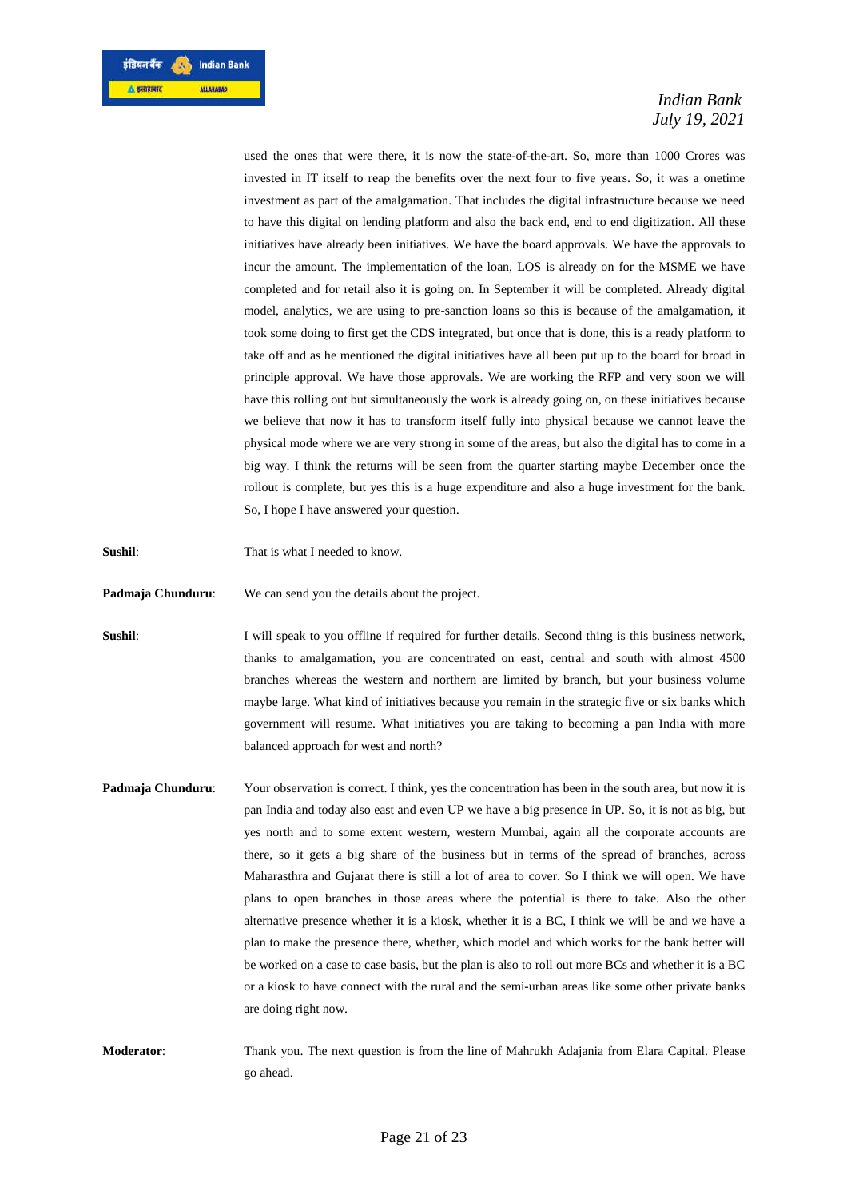used the ones that were there, it is now the state-of-the-art. So, more than 1000 Crores was invested in IT itself to reap the benefits over the next four to five years. So, it was a onetime investment as part of the amalgamation. That includes the digital infrastructure because we need to have this digital on lending platform and also the back end, end to end digitization. All these initiatives have already been initiatives. We have the board approvals. We have the approvals to incur the amount. The implementation of the loan, LOS is already on for the MSME we have completed and for retail also it is going on. In September it will be completed. Already digital model, analytics, we are using to pre-sanction loans so this is because of the amalgamation, it took some doing to first get the CDS integrated, but once that is done, this is a ready platform to take off and as he mentioned the digital initiatives have all been put up to the board for broad in principle approval. We have those approvals. We are working the RFP and very soon we will have this rolling out but simultaneously the work is already going on, on these initiatives because we believe that now it has to transform itself fully into physical because we cannot leave the physical mode where we are very strong in some of the areas, but also the digital has to come in a big way. I think the returns will be seen from the quarter starting maybe December once the rollout is complete, but yes this is a huge expenditure and also a huge investment for the bank. So, I hope I have answered your question.

**Sushil**: That is what I needed to know.

**Padmaja Chunduru**: We can send you the details about the project.

**Sushil**: I will speak to you offline if required for further details. Second thing is this business network, thanks to amalgamation, you are concentrated on east, central and south with almost 4500 branches whereas the western and northern are limited by branch, but your business volume maybe large. What kind of initiatives because you remain in the strategic five or six banks which government will resume. What initiatives you are taking to becoming a pan India with more balanced approach for west and north?

**Padmaja Chunduru**: Your observation is correct. I think, yes the concentration has been in the south area, but now it is pan India and today also east and even UP we have a big presence in UP. So, it is not as big, but yes north and to some extent western, western Mumbai, again all the corporate accounts are there, so it gets a big share of the business but in terms of the spread of branches, across Maharasthra and Gujarat there is still a lot of area to cover. So I think we will open. We have plans to open branches in those areas where the potential is there to take. Also the other alternative presence whether it is a kiosk, whether it is a BC, I think we will be and we have a plan to make the presence there, whether, which model and which works for the bank better will be worked on a case to case basis, but the plan is also to roll out more BCs and whether it is a BC or a kiosk to have connect with the rural and the semi-urban areas like some other private banks are doing right now.

**Moderator**: Thank you. The next question is from the line of Mahrukh Adajania from Elara Capital. Please go ahead.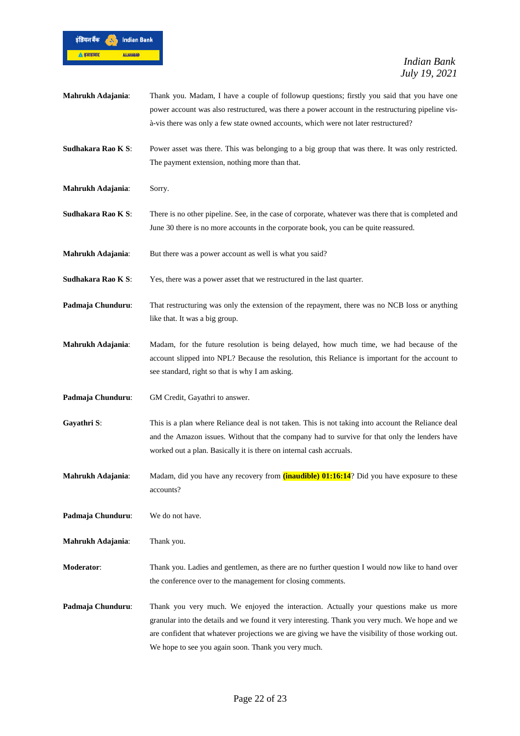**Mahrukh Adajania**: Thank you. Madam, I have a couple of followup questions; firstly you said that you have one power account was also restructured, was there a power account in the restructuring pipeline vis-à-vis there was only a few state owned accounts, which were not later restructured?

**Sudhakara Rao K S**: Power asset was there. This was belonging to a big group that was there. It was only restricted. The payment extension, nothing more than that.

**Mahrukh Adajania**: Sorry.

**Sudhakara Rao K S**: There is no other pipeline. See, in the case of corporate, whatever was there that is completed and June 30 there is no more accounts in the corporate book, you can be quite reassured.

**Mahrukh Adajania**: But there was a power account as well is what you said?

**Sudhakara Rao K S**: Yes, there was a power asset that we restructured in the last quarter.

**Padmaja Chunduru**: That restructuring was only the extension of the repayment, there was no NCB loss or anything like that. It was a big group.

**Mahrukh Adajania**: Madam, for the future resolution is being delayed, how much time, we had because of the account slipped into NPL? Because the resolution, this Reliance is important for the account to see standard, right so that is why I am asking.

**Padmaja Chunduru**: GM Credit, Gayathri to answer.

**Gayathri S**: This is a plan where Reliance deal is not taken. This is not taking into account the Reliance deal and the Amazon issues. Without that the company had to survive for that only the lenders have worked out a plan. Basically it is there on internal cash accruals.

**Mahrukh Adajania**: Madam, did you have any recovery from **(inaudible) 01:16:14**? Did you have exposure to these accounts?

**Padmaja Chunduru**: We do not have.

**Mahrukh Adajania**: Thank you.

**Moderator**: Thank you. Ladies and gentlemen, as there are no further question I would now like to hand over the conference over to the management for closing comments.

**Padmaja Chunduru**: Thank you very much. We enjoyed the interaction. Actually your questions make us more granular into the details and we found it very interesting. Thank you very much. We hope and we are confident that whatever projections we are giving we have the visibility of those working out. We hope to see you again soon. Thank you very much.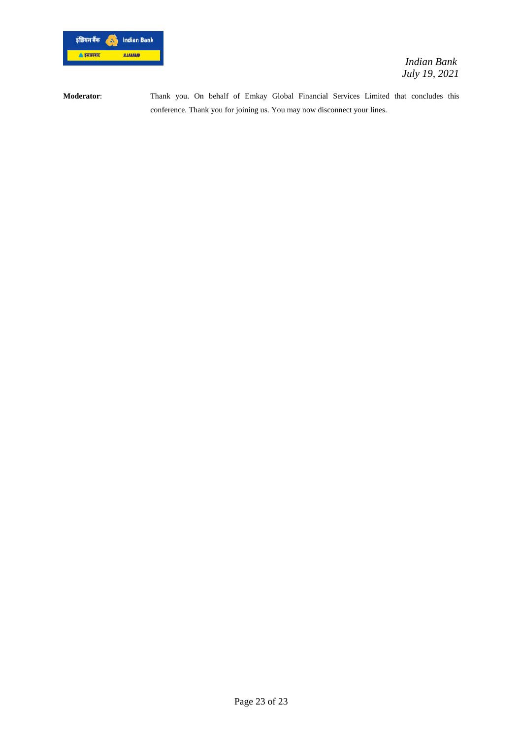**Moderator**: Thank you. On behalf of Emkay Global Financial Services Limited that concludes this conference. Thank you for joining us. You may now disconnect your lines.